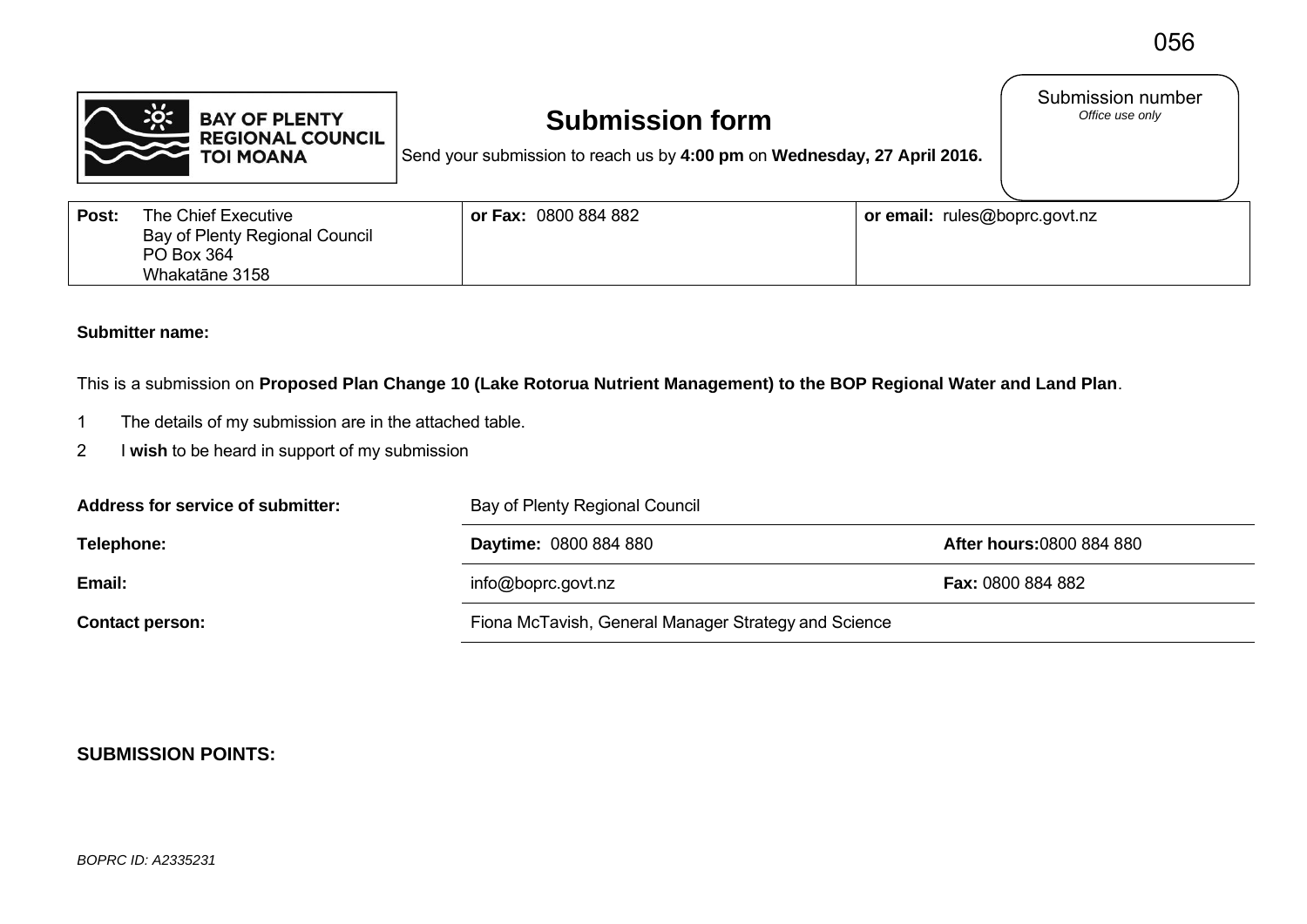056

BAY OF PLENTY REGIONAL COUNCIL TOI MOANA

# Submission form

Send your submission to reach us by **4:00 pm** on **Wednesday, 27 April 2016.**

Submission number
*Office use only*

| **Post:** The Chief Executive<br>Bay of Plenty Regional Council<br>PO Box 364<br>Whakatāne 3158 | **or Fax:** 0800 884 882 | **or email:** rules@boprc.govt.nz |
|---|---|---|

**Submitter name:**

This is a submission on **Proposed Plan Change 10 (Lake Rotorua Nutrient Management) to the BOP Regional Water and Land Plan**.

1 The details of my submission are in the attached table.

2 I **wish** to be heard in support of my submission

| | | |
|---|---|---|
| **Address for service of submitter:** | Bay of Plenty Regional Council | |
| **Telephone:** | **Daytime:** 0800 884 880 | **After hours:** 0800 884 880 |
| **Email:** | info@boprc.govt.nz | **Fax:** 0800 884 882 |
| **Contact person:** | Fiona McTavish, General Manager Strategy and Science | |

**SUBMISSION POINTS:**

*BOPRC ID: A2335231*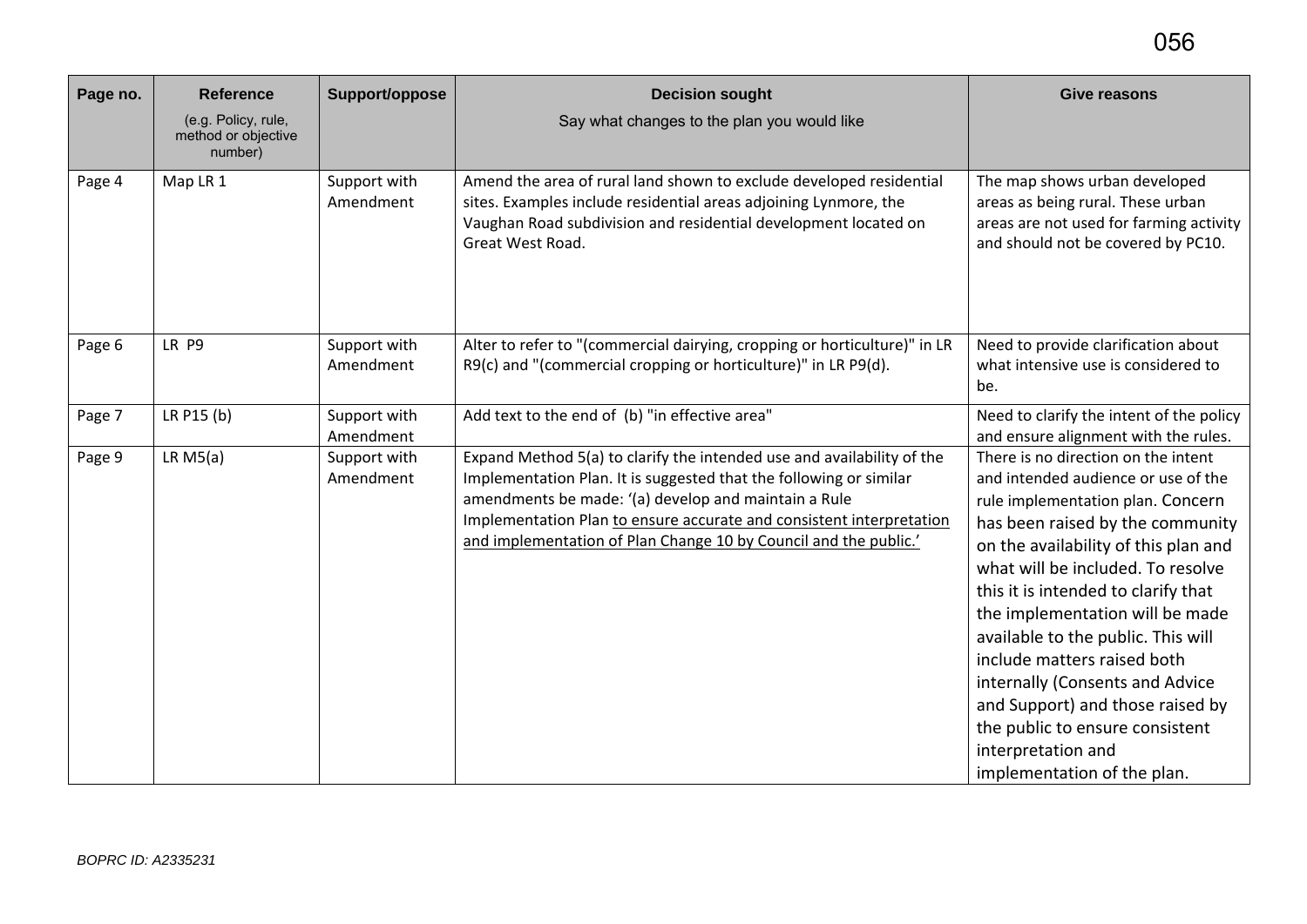| Page no. | Reference (e.g. Policy, rule, method or objective number) | Support/oppose | Decision sought Say what changes to the plan you would like | Give reasons |
|---|---|---|---|---|
| Page 4 | Map LR 1 | Support with Amendment | Amend the area of rural land shown to exclude developed residential sites. Examples include residential areas adjoining Lynmore, the Vaughan Road subdivision and residential development located on Great West Road. | The map shows urban developed areas as being rural. These urban areas are not used for farming activity and should not be covered by PC10. |
| Page 6 | LR P9 | Support with Amendment | Alter to refer to "(commercial dairying, cropping or horticulture)" in LR R9(c) and "(commercial cropping or horticulture)" in LR P9(d). | Need to provide clarification about what intensive use is considered to be. |
| Page 7 | LR P15 (b) | Support with Amendment | Add text to the end of (b) "in effective area" | Need to clarify the intent of the policy and ensure alignment with the rules. |
| Page 9 | LR M5(a) | Support with Amendment | Expand Method 5(a) to clarify the intended use and availability of the Implementation Plan. It is suggested that the following or similar amendments be made: '(a) develop and maintain a Rule Implementation Plan <u>to ensure accurate and consistent interpretation and implementation of Plan Change 10 by Council and the public.</u>' | There is no direction on the intent and intended audience or use of the rule implementation plan. Concern has been raised by the community on the availability of this plan and what will be included. To resolve this it is intended to clarify that the implementation will be made available to the public. This will include matters raised both internally (Consents and Advice and Support) and those raised by the public to ensure consistent interpretation and implementation of the plan. |

*BOPRC ID: A2335231*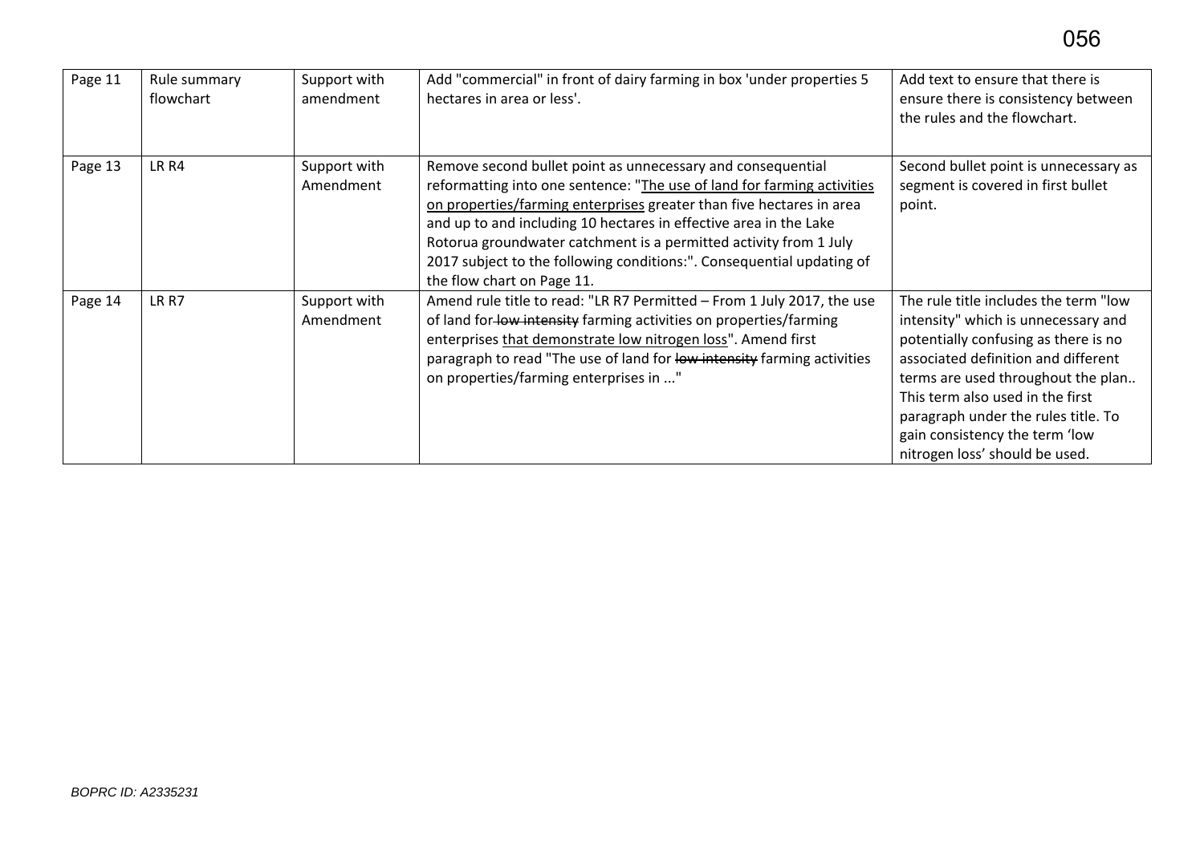| Page 11 | Rule summary flowchart | Support with amendment | Add "commercial" in front of dairy farming in box 'under properties 5 hectares in area or less'. | Add text to ensure that there is ensure there is consistency between the rules and the flowchart. |
|---|---|---|---|---|
| Page 13 | LR R4 | Support with Amendment | Remove second bullet point as unnecessary and consequential reformatting into one sentence: "<u>The use of land for farming activities on properties/farming enterprises</u> greater than five hectares in area and up to and including 10 hectares in effective area in the Lake Rotorua groundwater catchment is a permitted activity from 1 July 2017 subject to the following conditions:". Consequential updating of the flow chart on Page 11. | Second bullet point is unnecessary as segment is covered in first bullet point. |
| Page 14 | LR R7 | Support with Amendment | Amend rule title to read: "LR R7 Permitted – From 1 July 2017, the use of land for ~~low intensity~~ farming activities on properties/farming enterprises <u>that demonstrate low nitrogen loss</u>". Amend first paragraph to read "The use of land for ~~low intensity~~ farming activities on properties/farming enterprises in ..." | The rule title includes the term "low intensity" which is unnecessary and potentially confusing as there is no associated definition and different terms are used throughout the plan.. This term also used in the first paragraph under the rules title. To gain consistency the term 'low nitrogen loss' should be used. |

*BOPRC ID: A2335231*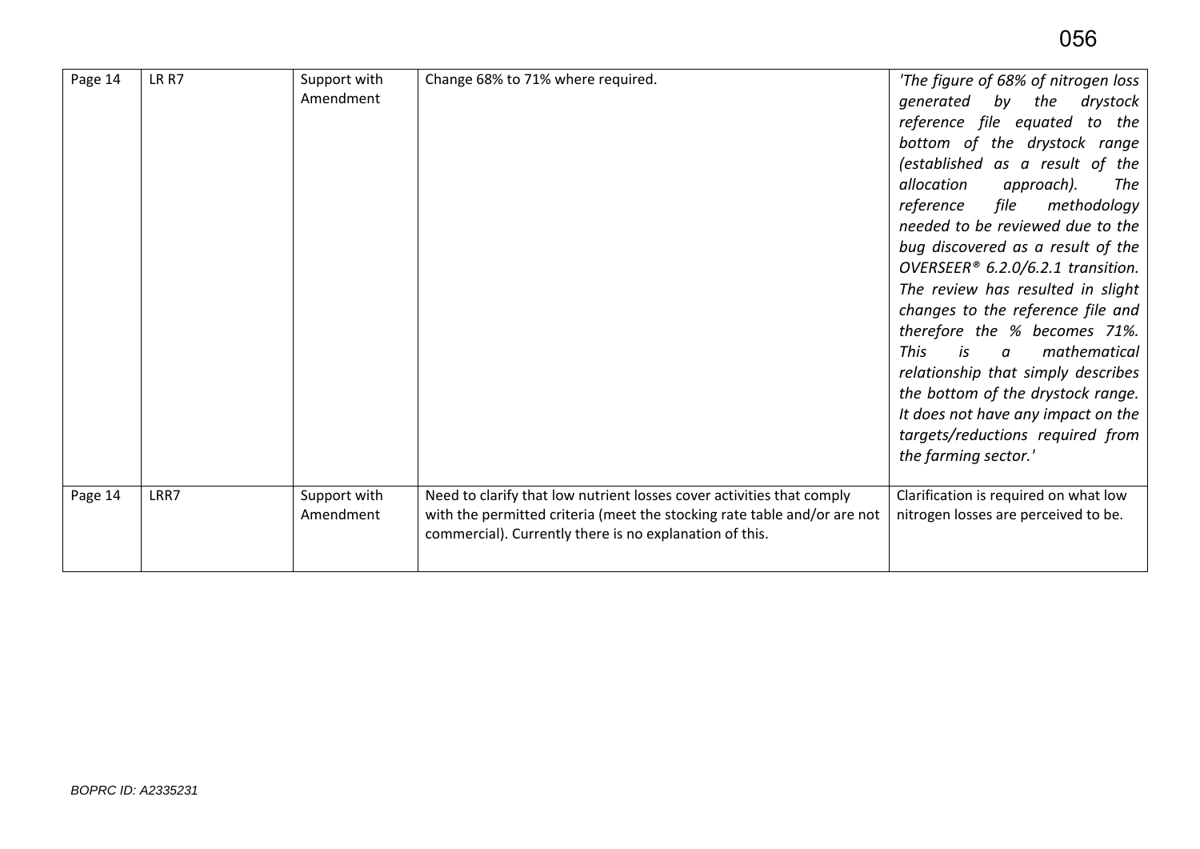| | | | | |
|---|---|---|---|---|
| Page 14 | LR R7 | Support with Amendment | Change 68% to 71% where required. | *'The figure of 68% of nitrogen loss generated by the drystock reference file equated to the bottom of the drystock range (established as a result of the allocation approach). The reference file methodology needed to be reviewed due to the bug discovered as a result of the OVERSEER® 6.2.0/6.2.1 transition. The review has resulted in slight changes to the reference file and therefore the % becomes 71%. This is a mathematical relationship that simply describes the bottom of the drystock range. It does not have any impact on the targets/reductions required from the farming sector.'* |
| Page 14 | LRR7 | Support with Amendment | Need to clarify that low nutrient losses cover activities that comply with the permitted criteria (meet the stocking rate table and/or are not commercial). Currently there is no explanation of this. | Clarification is required on what low nitrogen losses are perceived to be. |

BOPRC ID: A2335231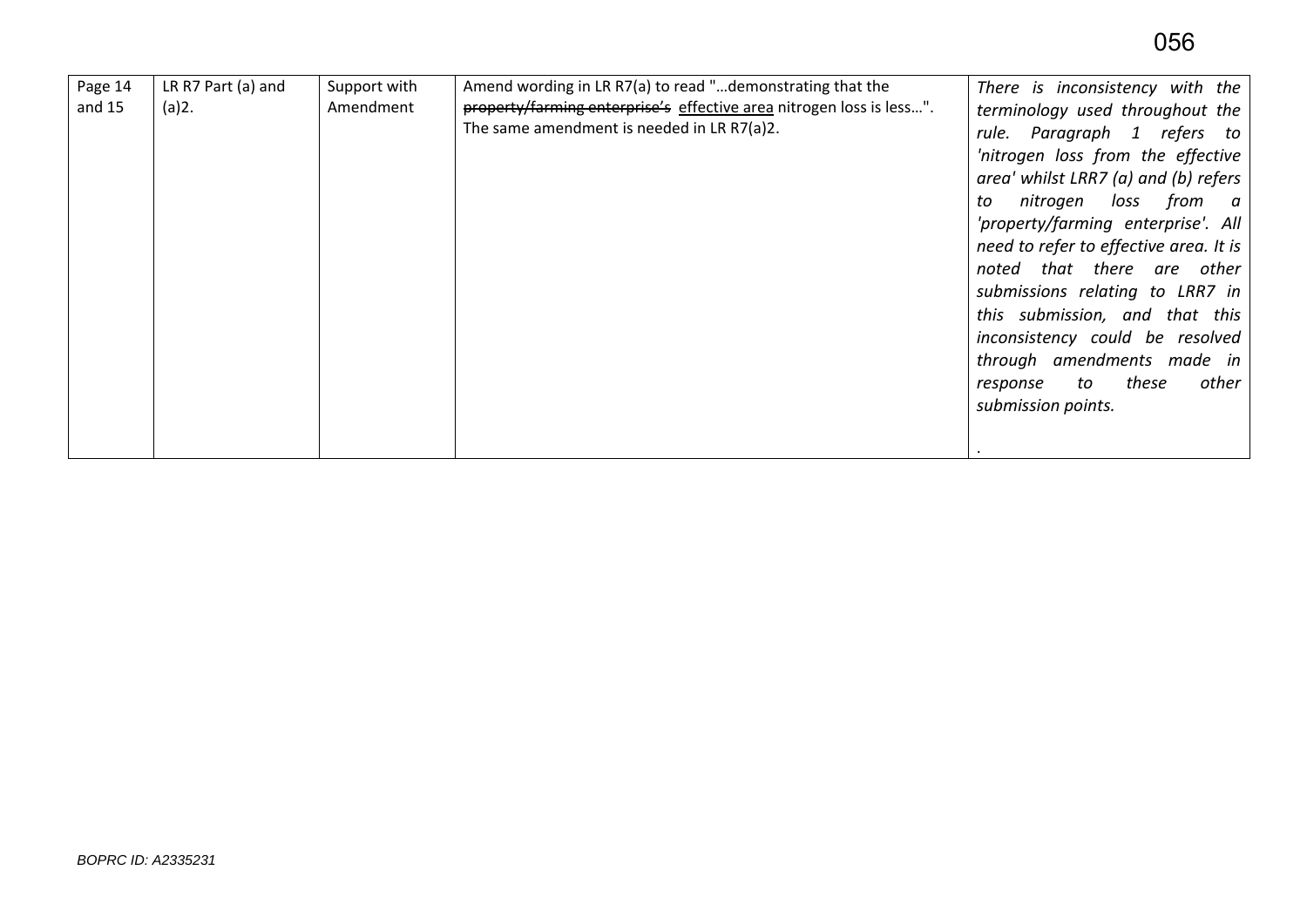| Page 14 and 15 | LR R7 Part (a) and (a)2. | Support with Amendment | Amend wording in LR R7(a) to read "…demonstrating that the ~~property/farming enterprise's~~ <u>effective area</u> nitrogen loss is less…". The same amendment is needed in LR R7(a)2. | *There is inconsistency with the terminology used throughout the rule. Paragraph 1 refers to 'nitrogen loss from the effective area' whilst LRR7 (a) and (b) refers to nitrogen loss from a 'property/farming enterprise'. All need to refer to effective area. It is noted that there are other submissions relating to LRR7 in this submission, and that this inconsistency could be resolved through amendments made in response to these other submission points.* . |
|---|---|---|---|---|

*BOPRC ID: A2335231*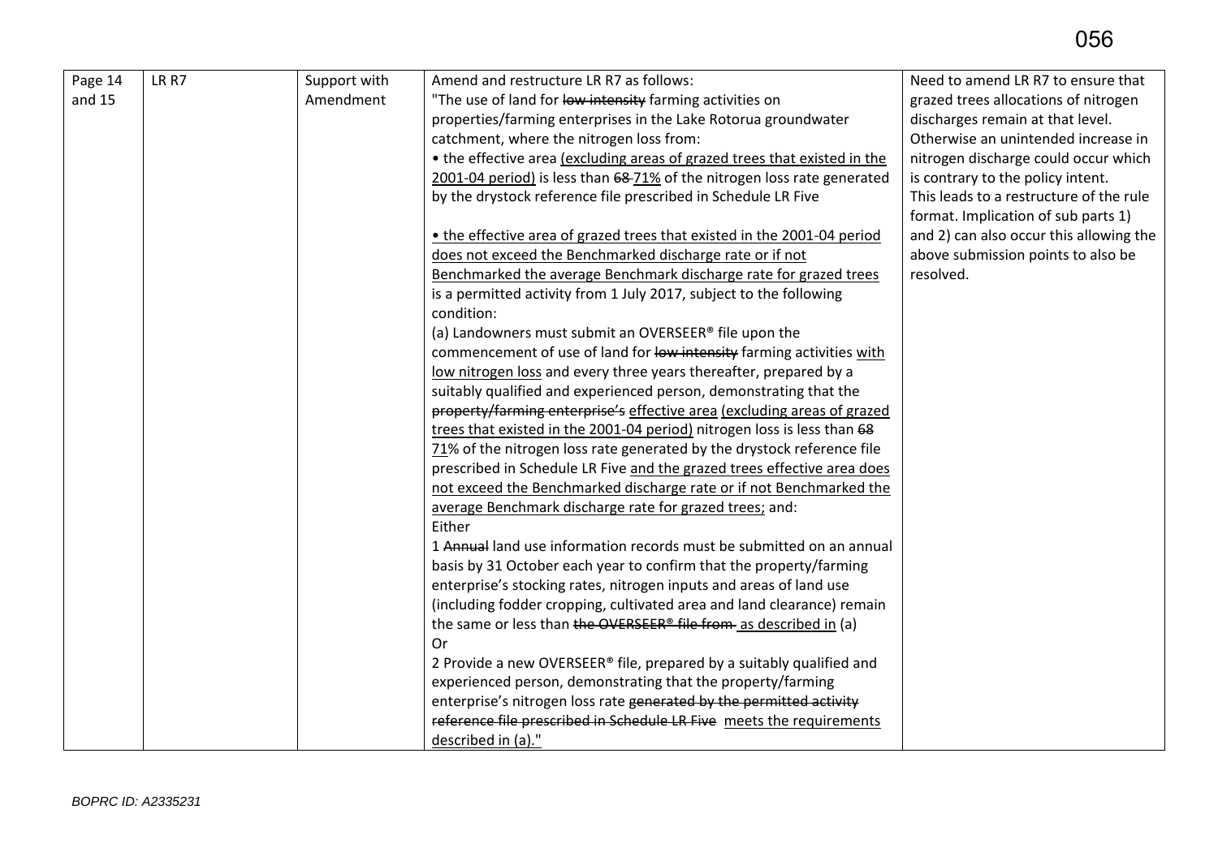| Page 14 and 15 | LR R7 | Support with Amendment | Amend and restructure LR R7 as follows:<br>"The use of land for ~~low intensity~~ farming activities on properties/farming enterprises in the Lake Rotorua groundwater catchment, where the nitrogen loss from:<br>• the effective area <u>(excluding areas of grazed trees that existed in the 2001-04 period)</u> is less than ~~68~~ <u>71%</u> of the nitrogen loss rate generated by the drystock reference file prescribed in Schedule LR Five<br><br><u>• the effective area of grazed trees that existed in the 2001-04 period does not exceed the Benchmarked discharge rate or if not Benchmarked the average Benchmark discharge rate for grazed trees</u><br>is a permitted activity from 1 July 2017, subject to the following condition:<br>(a) Landowners must submit an OVERSEER® file upon the commencement of use of land for ~~low intensity~~ farming activities <u>with low nitrogen loss</u> and every three years thereafter, prepared by a suitably qualified and experienced person, demonstrating that the ~~property/farming enterprise's~~ <u>effective area (excluding areas of grazed trees that existed in the 2001-04 period)</u> nitrogen loss is less than ~~68~~ <u>71</u>% of the nitrogen loss rate generated by the drystock reference file prescribed in Schedule LR Five <u>and the grazed trees effective area does not exceed the Benchmarked discharge rate or if not Benchmarked the average Benchmark discharge rate for grazed trees;</u> and:<br>Either<br>1 ~~Annual~~ land use information records must be submitted on an annual basis by 31 October each year to confirm that the property/farming enterprise's stocking rates, nitrogen inputs and areas of land use (including fodder cropping, cultivated area and land clearance) remain the same or less than ~~the OVERSEER® file from~~ <u>as described in</u> (a)<br>Or<br>2 Provide a new OVERSEER® file, prepared by a suitably qualified and experienced person, demonstrating that the property/farming enterprise's nitrogen loss rate ~~generated by the permitted activity reference file prescribed in Schedule LR Five~~ <u>meets the requirements described in (a).</u>" | Need to amend LR R7 to ensure that grazed trees allocations of nitrogen discharges remain at that level. Otherwise an unintended increase in nitrogen discharge could occur which is contrary to the policy intent.<br>This leads to a restructure of the rule format. Implication of sub parts 1) and 2) can also occur this allowing the above submission points to also be resolved. |
|---|---|---|---|---|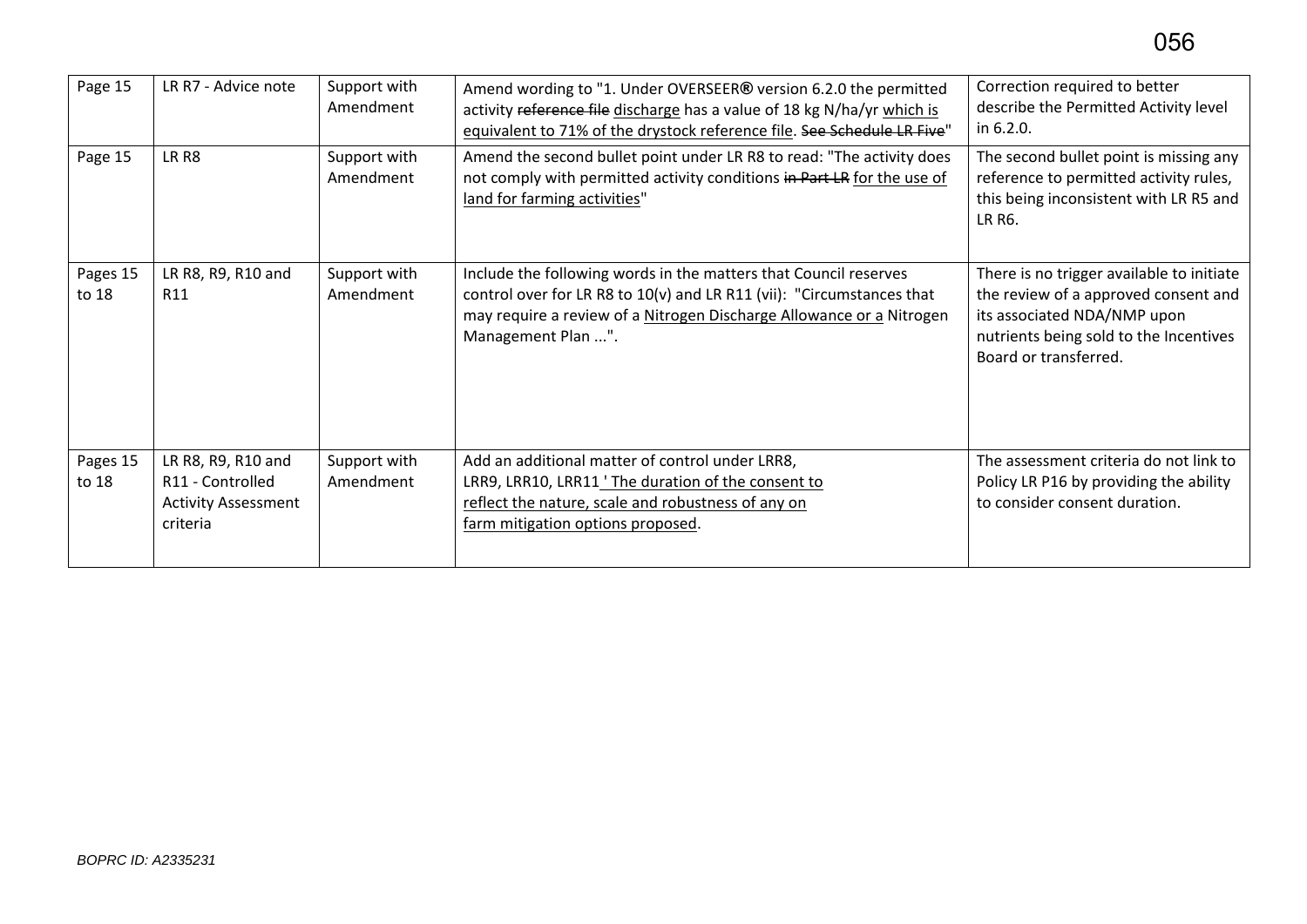| Page 15 | LR R7 - Advice note | Support with Amendment | Amend wording to "1. Under OVERSEER® version 6.2.0 the permitted activity ~~reference file~~ <u>discharge</u> has a value of 18 kg N/ha/yr <u>which is equivalent to 71% of the drystock reference file</u>. ~~See Schedule LR Five~~" | Correction required to better describe the Permitted Activity level in 6.2.0. |
|---|---|---|---|---|
| Page 15 | LR R8 | Support with Amendment | Amend the second bullet point under LR R8 to read: "The activity does not comply with permitted activity conditions ~~in Part LR~~ <u>for the use of land for farming activities</u>" | The second bullet point is missing any reference to permitted activity rules, this being inconsistent with LR R5 and LR R6. |
| Pages 15 to 18 | LR R8, R9, R10 and R11 | Support with Amendment | Include the following words in the matters that Council reserves control over for LR R8 to 10(v) and LR R11 (vii): "Circumstances that may require a review of a <u>Nitrogen Discharge Allowance or a</u> Nitrogen Management Plan ...". | There is no trigger available to initiate the review of a approved consent and its associated NDA/NMP upon nutrients being sold to the Incentives Board or transferred. |
| Pages 15 to 18 | LR R8, R9, R10 and R11 - Controlled Activity Assessment criteria | Support with Amendment | Add an additional matter of control under LRR8, LRR9, LRR10, LRR11 <u>' The duration of the consent to reflect the nature, scale and robustness of any on farm mitigation options proposed</u>. | The assessment criteria do not link to Policy LR P16 by providing the ability to consider consent duration. |

BOPRC ID: A2335231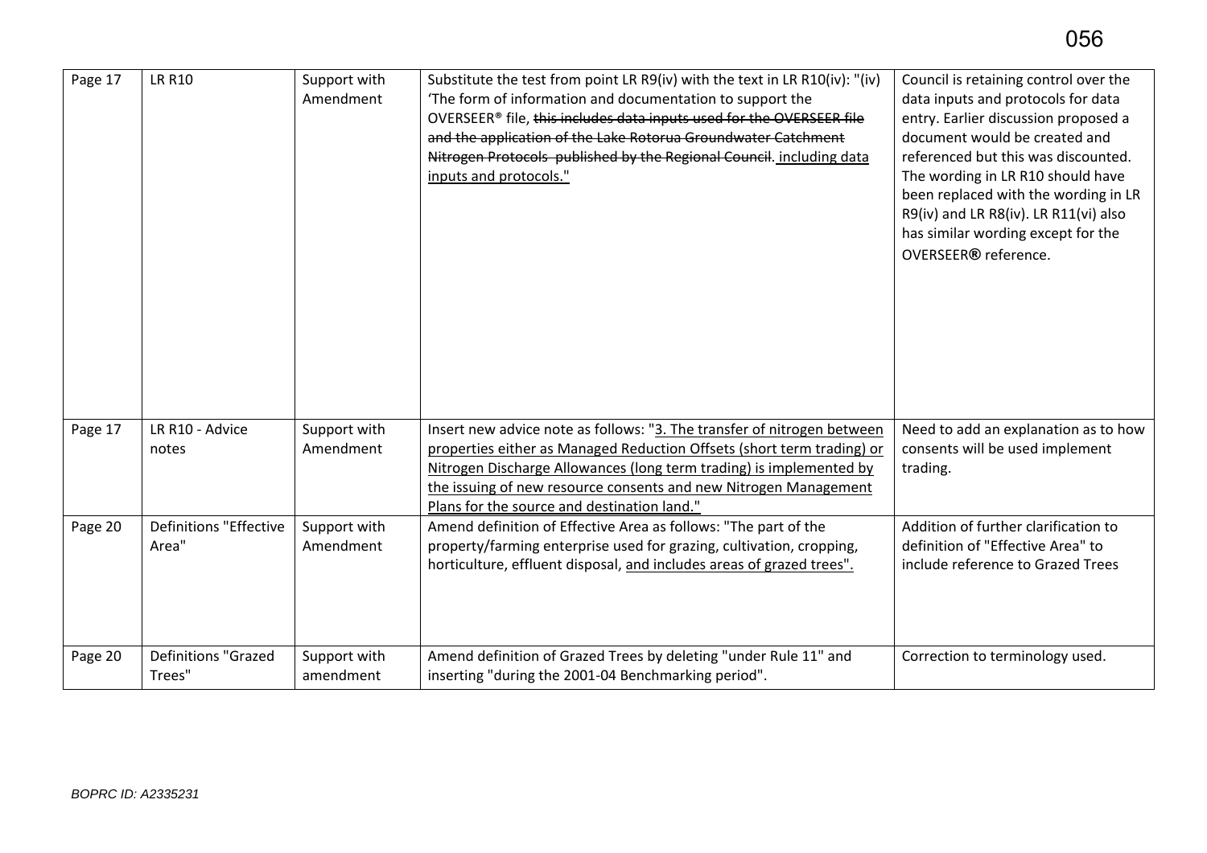| Page 17 | LR R10 | Support with Amendment | Substitute the test from point LR R9(iv) with the text in LR R10(iv): "(iv) 'The form of information and documentation to support the OVERSEER® file, ~~this includes data inputs used for the OVERSEER file and the application of the Lake Rotorua Groundwater Catchment Nitrogen Protocols published by the Regional Council~~. including data inputs and protocols." | Council is retaining control over the data inputs and protocols for data entry. Earlier discussion proposed a document would be created and referenced but this was discounted. The wording in LR R10 should have been replaced with the wording in LR R9(iv) and LR R8(iv). LR R11(vi) also has similar wording except for the OVERSEER® reference. |
|---|---|---|---|---|
| Page 17 | LR R10 - Advice notes | Support with Amendment | Insert new advice note as follows: "3. The transfer of nitrogen between properties either as Managed Reduction Offsets (short term trading) or Nitrogen Discharge Allowances (long term trading) is implemented by the issuing of new resource consents and new Nitrogen Management Plans for the source and destination land." | Need to add an explanation as to how consents will be used implement trading. |
| Page 20 | Definitions "Effective Area" | Support with Amendment | Amend definition of Effective Area as follows: "The part of the property/farming enterprise used for grazing, cultivation, cropping, horticulture, effluent disposal, and includes areas of grazed trees". | Addition of further clarification to definition of "Effective Area" to include reference to Grazed Trees |
| Page 20 | Definitions "Grazed Trees" | Support with amendment | Amend definition of Grazed Trees by deleting "under Rule 11" and inserting "during the 2001-04 Benchmarking period". | Correction to terminology used. |

*BOPRC ID: A2335231*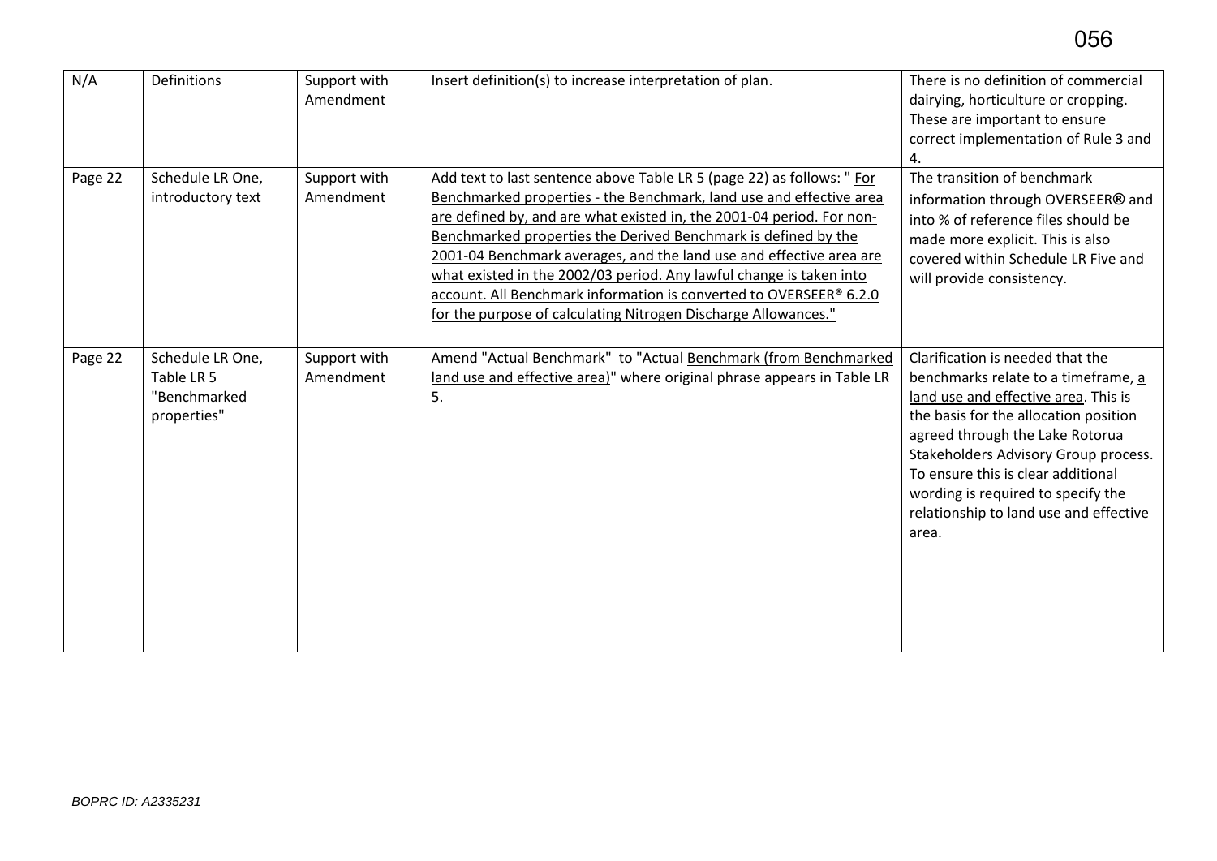| N/A | Definitions | Support with Amendment | Insert definition(s) to increase interpretation of plan. | There is no definition of commercial dairying, horticulture or cropping. These are important to ensure correct implementation of Rule 3 and 4. |
|---|---|---|---|---|
| Page 22 | Schedule LR One, introductory text | Support with Amendment | Add text to last sentence above Table LR 5 (page 22) as follows: " <u>For Benchmarked properties - the Benchmark, land use and effective area are defined by, and are what existed in, the 2001-04 period. For non-Benchmarked properties the Derived Benchmark is defined by the 2001-04 Benchmark averages, and the land use and effective area are what existed in the 2002/03 period. Any lawful change is taken into account. All Benchmark information is converted to OVERSEER® 6.2.0 for the purpose of calculating Nitrogen Discharge Allowances.</u>" | The transition of benchmark information through OVERSEER® and into % of reference files should be made more explicit. This is also covered within Schedule LR Five and will provide consistency. |
| Page 22 | Schedule LR One, Table LR 5 "Benchmarked properties" | Support with Amendment | Amend "Actual Benchmark" to "Actual <u>Benchmark (from Benchmarked land use and effective area)</u>" where original phrase appears in Table LR 5. | Clarification is needed that the benchmarks relate to a timeframe, <u>a land use and effective area</u>. This is the basis for the allocation position agreed through the Lake Rotorua Stakeholders Advisory Group process. To ensure this is clear additional wording is required to specify the relationship to land use and effective area. |

*BOPRC ID: A2335231*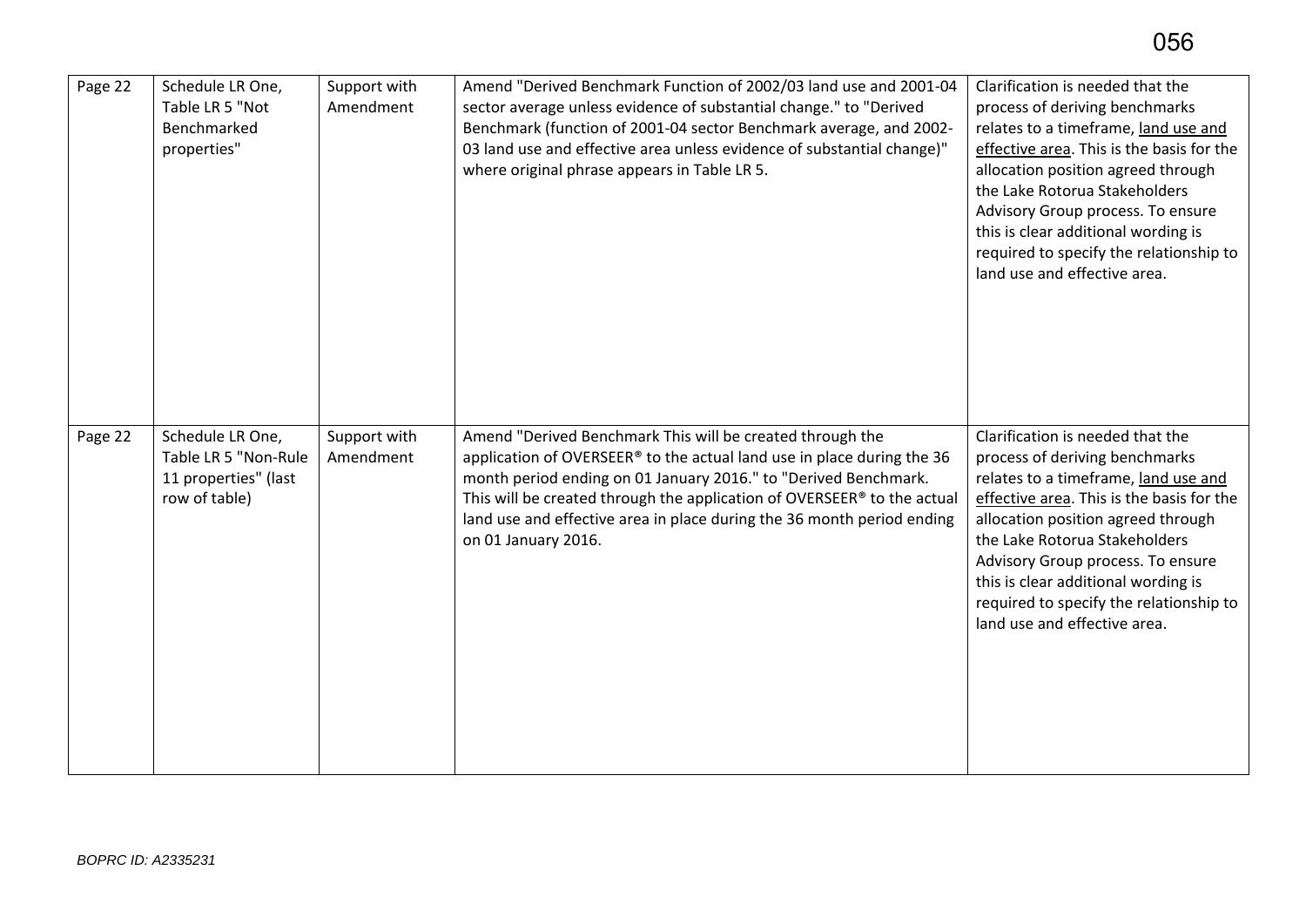| Page 22 | Schedule LR One, Table LR 5 "Not Benchmarked properties" | Support with Amendment | Amend "Derived Benchmark Function of 2002/03 land use and 2001-04 sector average unless evidence of substantial change." to "Derived Benchmark (function of 2001-04 sector Benchmark average, and 2002-03 land use and effective area unless evidence of substantial change)" where original phrase appears in Table LR 5. | Clarification is needed that the process of deriving benchmarks relates to a timeframe, <u>land use and effective area</u>. This is the basis for the allocation position agreed through the Lake Rotorua Stakeholders Advisory Group process. To ensure this is clear additional wording is required to specify the relationship to land use and effective area. |
|---|---|---|---|---|
| Page 22 | Schedule LR One, Table LR 5 "Non-Rule 11 properties" (last row of table) | Support with Amendment | Amend "Derived Benchmark This will be created through the application of OVERSEER® to the actual land use in place during the 36 month period ending on 01 January 2016." to "Derived Benchmark. This will be created through the application of OVERSEER® to the actual land use and effective area in place during the 36 month period ending on 01 January 2016. | Clarification is needed that the process of deriving benchmarks relates to a timeframe, <u>land use and effective area</u>. This is the basis for the allocation position agreed through the Lake Rotorua Stakeholders Advisory Group process. To ensure this is clear additional wording is required to specify the relationship to land use and effective area. |

*BOPRC ID: A2335231*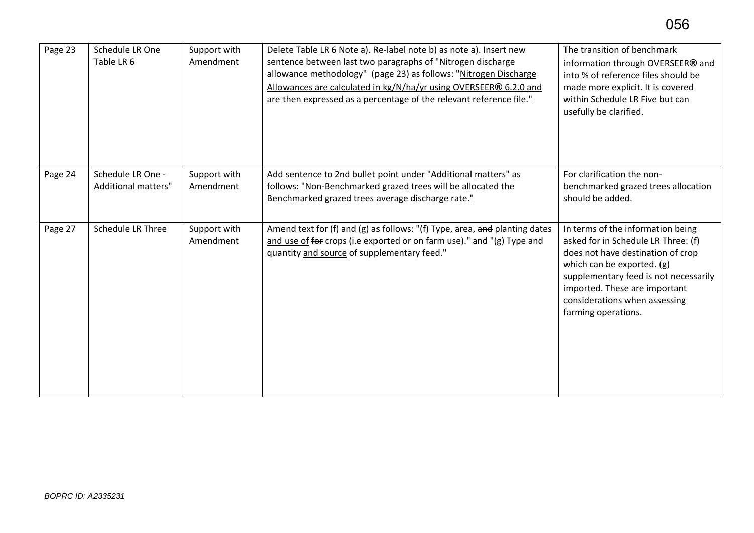| Page 23 | Schedule LR One Table LR 6 | Support with Amendment | Delete Table LR 6 Note a). Re-label note b) as note a). Insert new sentence between last two paragraphs of "Nitrogen discharge allowance methodology" (page 23) as follows: "<u>Nitrogen Discharge Allowances are calculated in kg/N/ha/yr using OVERSEER® 6.2.0 and are then expressed as a percentage of the relevant reference file.</u>" | The transition of benchmark information through OVERSEER® and into % of reference files should be made more explicit. It is covered within Schedule LR Five but can usefully be clarified. |
|---|---|---|---|---|
| Page 24 | Schedule LR One - Additional matters" | Support with Amendment | Add sentence to 2nd bullet point under "Additional matters" as follows: "<u>Non-Benchmarked grazed trees will be allocated the Benchmarked grazed trees average discharge rate.</u>" | For clarification the non-benchmarked grazed trees allocation should be added. |
| Page 27 | Schedule LR Three | Support with Amendment | Amend text for (f) and (g) as follows: "(f) Type, area, ~~and~~ planting dates <u>and use of</u> ~~for~~ crops (i.e exported or on farm use)." and "(g) Type and quantity <u>and source</u> of supplementary feed." | In terms of the information being asked for in Schedule LR Three: (f) does not have destination of crop which can be exported. (g) supplementary feed is not necessarily imported. These are important considerations when assessing farming operations. |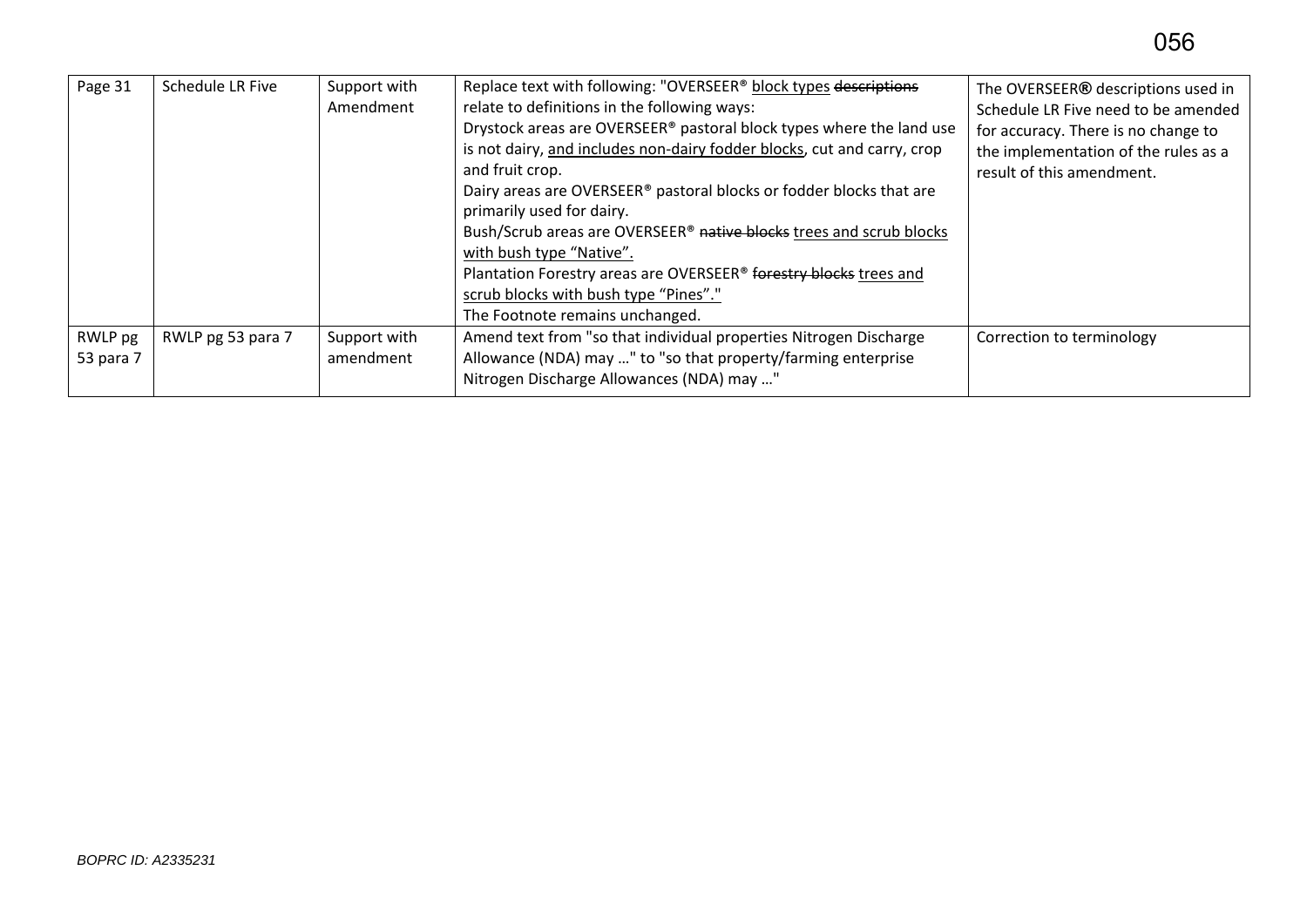| | | | | |
|---|---|---|---|---|
| Page 31 | Schedule LR Five | Support with Amendment | Replace text with following: "OVERSEER® <u>block types</u> ~~descriptions~~ relate to definitions in the following ways:<br>Drystock areas are OVERSEER® pastoral block types where the land use is not dairy, <u>and includes non-dairy fodder blocks</u>, cut and carry, crop and fruit crop.<br>Dairy areas are OVERSEER® pastoral blocks or fodder blocks that are primarily used for dairy.<br>Bush/Scrub areas are OVERSEER® ~~native blocks~~ <u>trees and scrub blocks with bush type "Native".</u><br>Plantation Forestry areas are OVERSEER® ~~forestry blocks~~ <u>trees and scrub blocks with bush type "Pines"."</u><br>The Footnote remains unchanged. | The OVERSEER® descriptions used in Schedule LR Five need to be amended for accuracy. There is no change to the implementation of the rules as a result of this amendment. |
| RWLP pg 53 para 7 | RWLP pg 53 para 7 | Support with amendment | Amend text from "so that individual properties Nitrogen Discharge Allowance (NDA) may …" to "so that property/farming enterprise Nitrogen Discharge Allowances (NDA) may …" | Correction to terminology |

*BOPRC ID: A2335231*